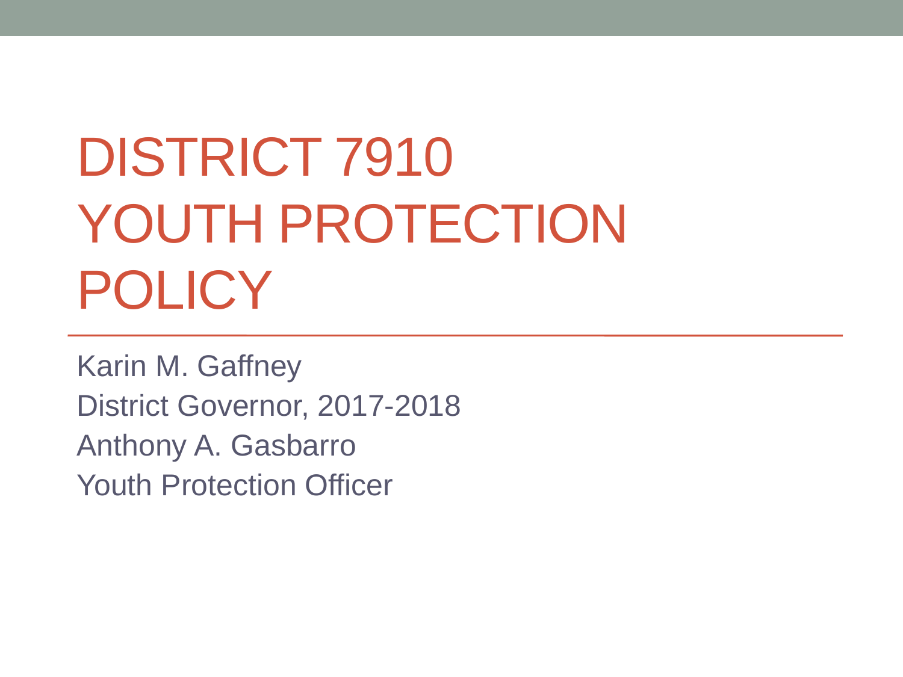# DISTRICT 7910 YOUTH PROTECTION POLICY

Karin M. Gaffney
District Governor, 2017-2018
Anthony A. Gasbarro
Youth Protection Officer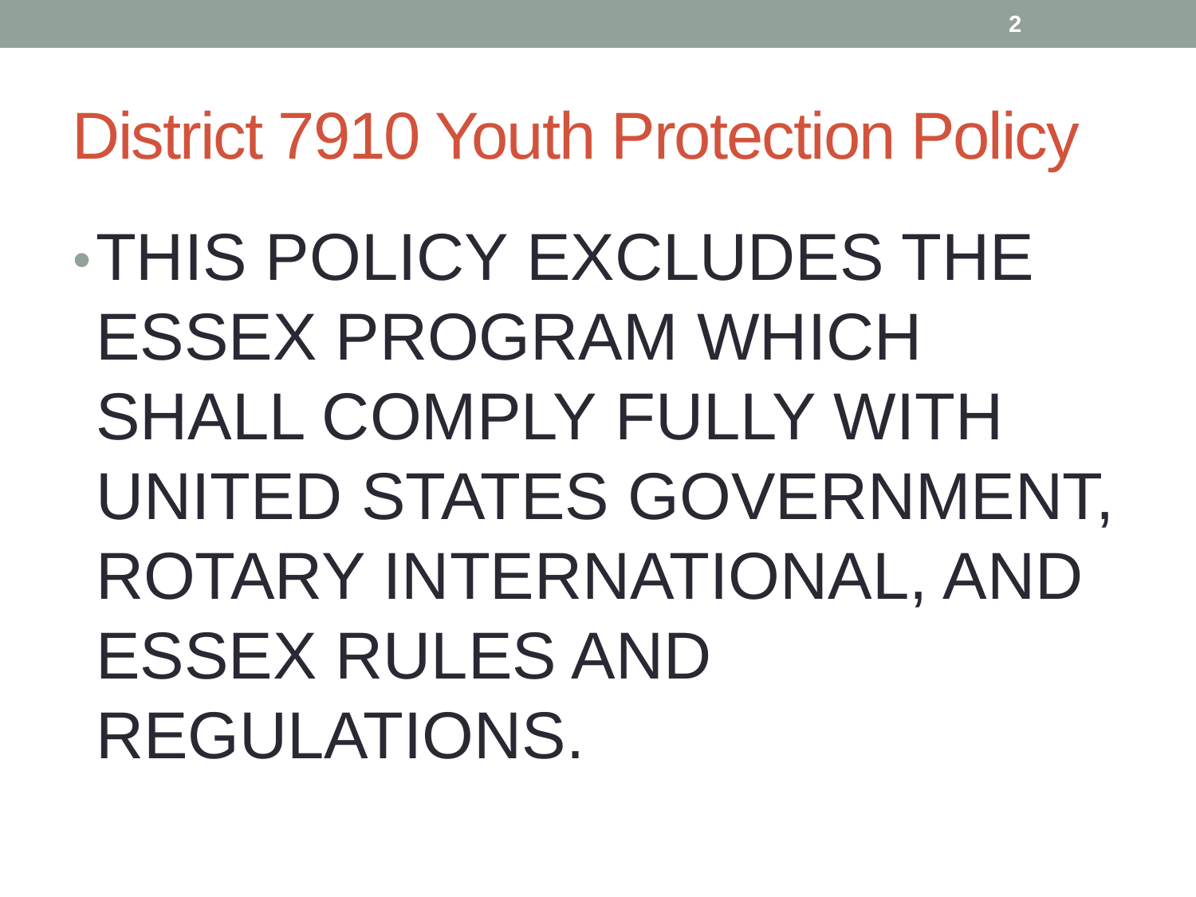# District 7910 Youth Protection Policy

- THIS POLICY EXCLUDES THE ESSEX PROGRAM WHICH SHALL COMPLY FULLY WITH UNITED STATES GOVERNMENT, ROTARY INTERNATIONAL, AND ESSEX RULES AND REGULATIONS.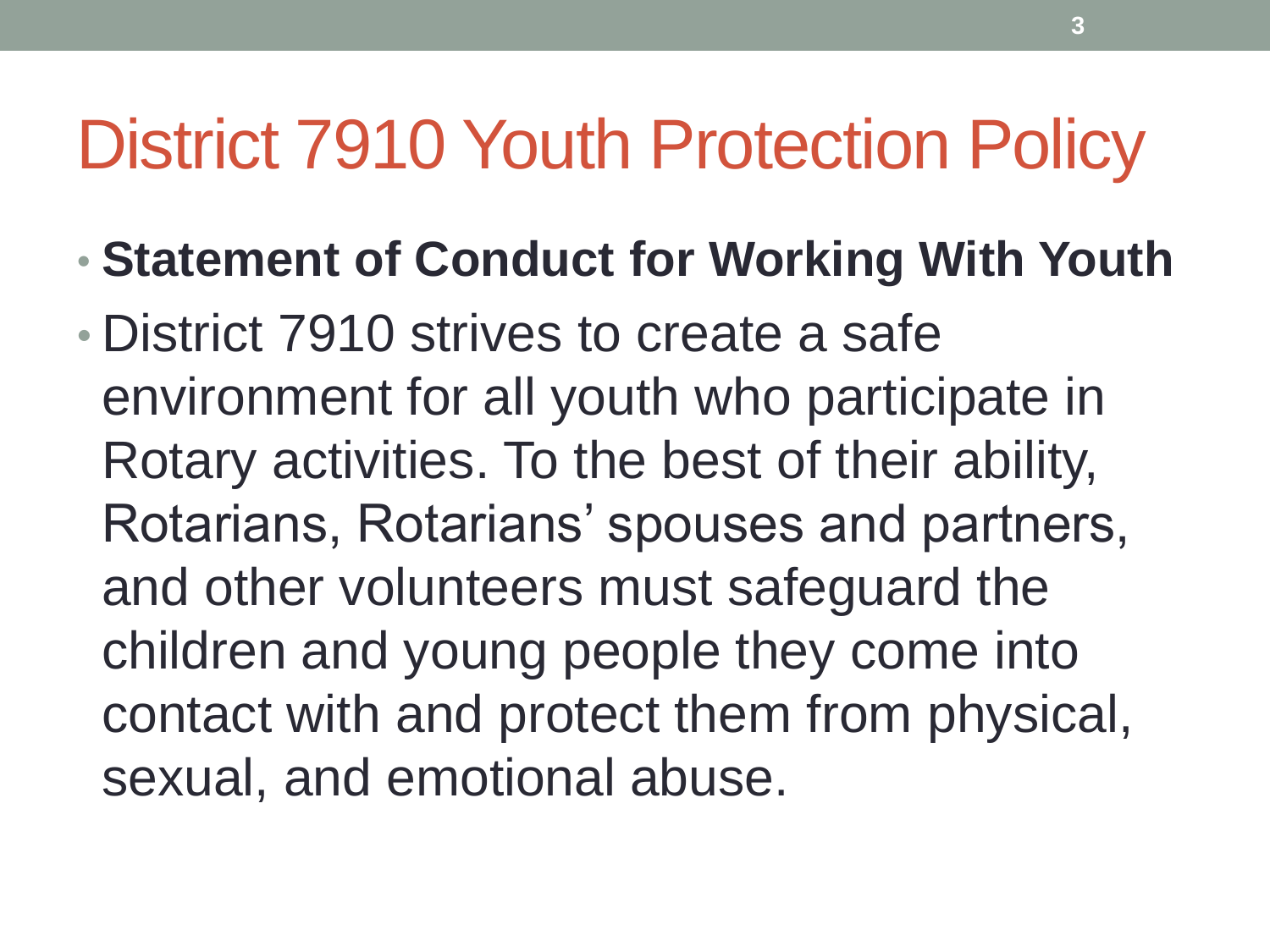# District 7910 Youth Protection Policy

- **Statement of Conduct for Working With Youth**
- District 7910 strives to create a safe environment for all youth who participate in Rotary activities. To the best of their ability, Rotarians, Rotarians' spouses and partners, and other volunteers must safeguard the children and young people they come into contact with and protect them from physical, sexual, and emotional abuse.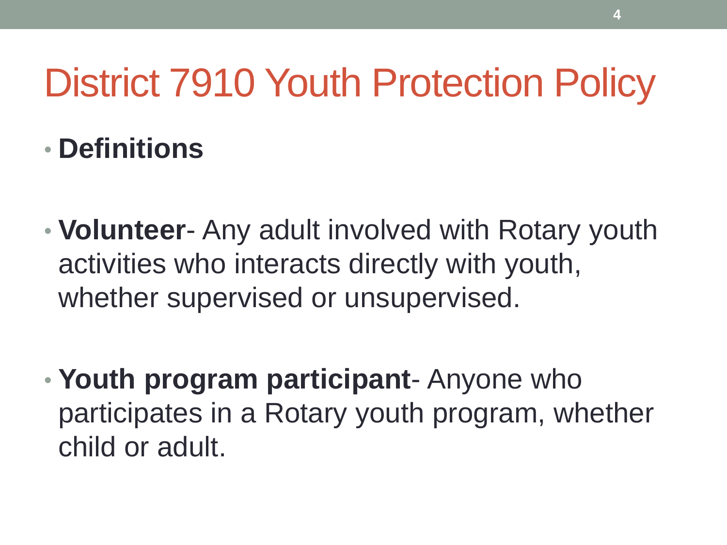# District 7910 Youth Protection Policy

- **Definitions**

- **Volunteer**- Any adult involved with Rotary youth activities who interacts directly with youth, whether supervised or unsupervised.

- **Youth program participant**- Anyone who participates in a Rotary youth program, whether child or adult.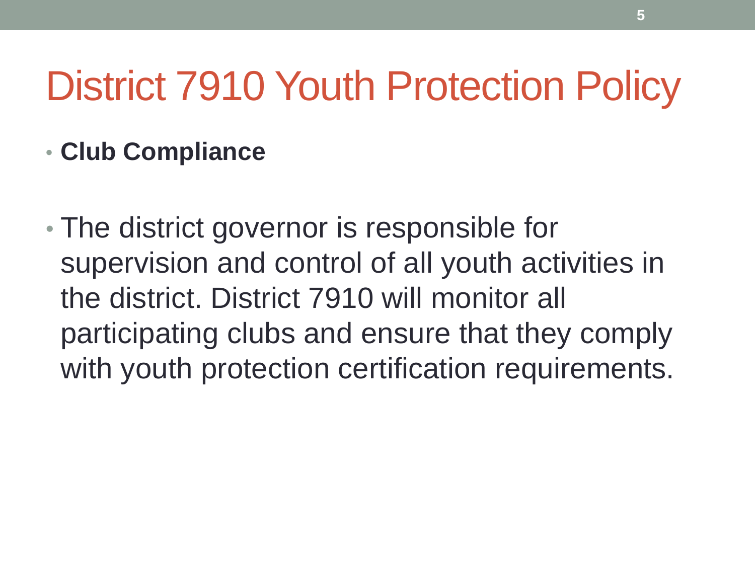# District 7910 Youth Protection Policy

- **Club Compliance**

- The district governor is responsible for supervision and control of all youth activities in the district. District 7910 will monitor all participating clubs and ensure that they comply with youth protection certification requirements.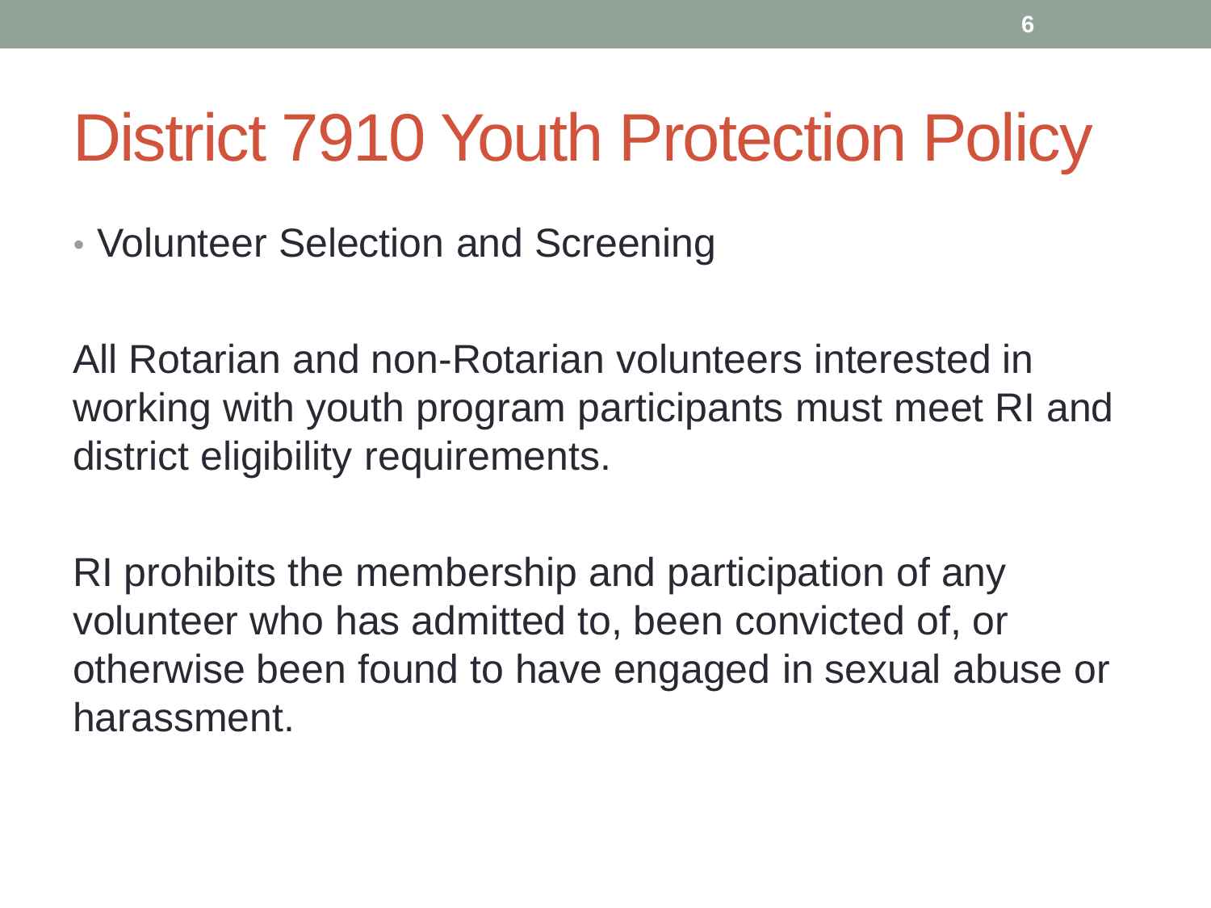# District 7910 Youth Protection Policy

- Volunteer Selection and Screening

All Rotarian and non-Rotarian volunteers interested in working with youth program participants must meet RI and district eligibility requirements.

RI prohibits the membership and participation of any volunteer who has admitted to, been convicted of, or otherwise been found to have engaged in sexual abuse or harassment.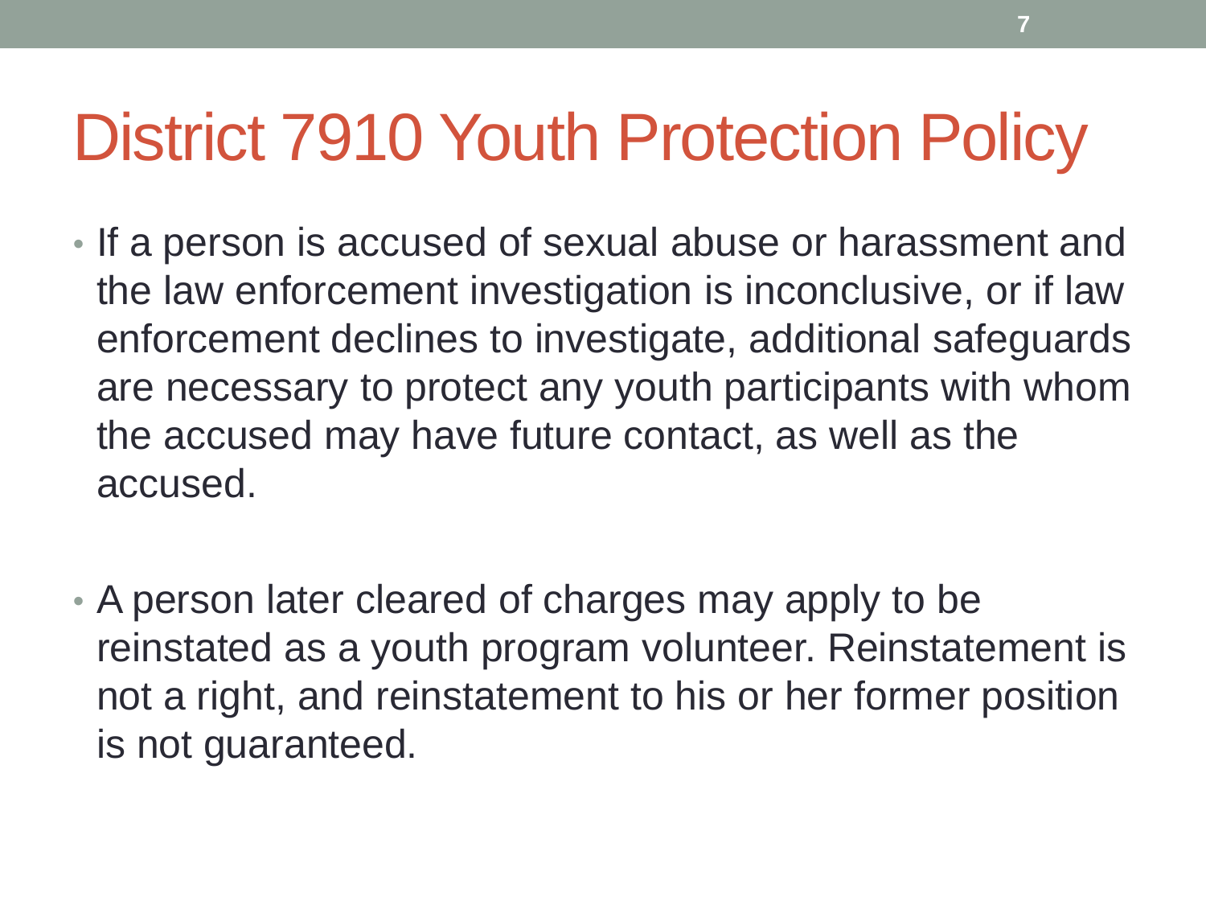# District 7910 Youth Protection Policy

- If a person is accused of sexual abuse or harassment and the law enforcement investigation is inconclusive, or if law enforcement declines to investigate, additional safeguards are necessary to protect any youth participants with whom the accused may have future contact, as well as the accused.

- A person later cleared of charges may apply to be reinstated as a youth program volunteer. Reinstatement is not a right, and reinstatement to his or her former position is not guaranteed.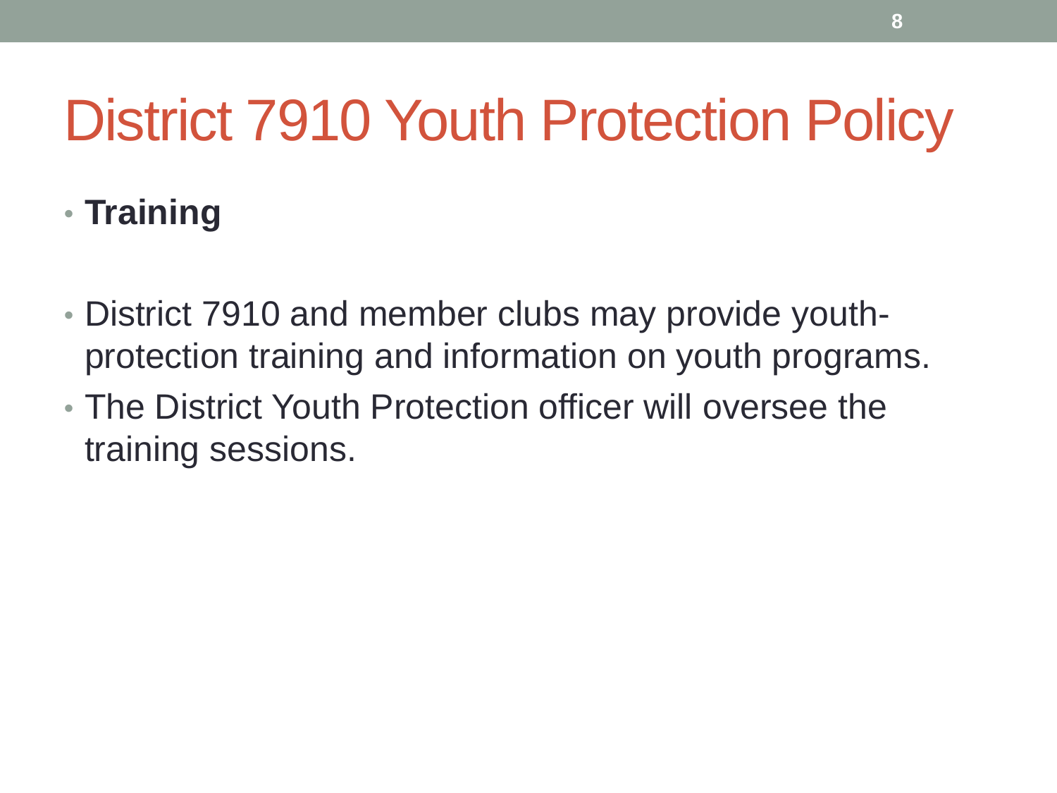# District 7910 Youth Protection Policy

- **Training**

- District 7910 and member clubs may provide youth-protection training and information on youth programs.
- The District Youth Protection officer will oversee the training sessions.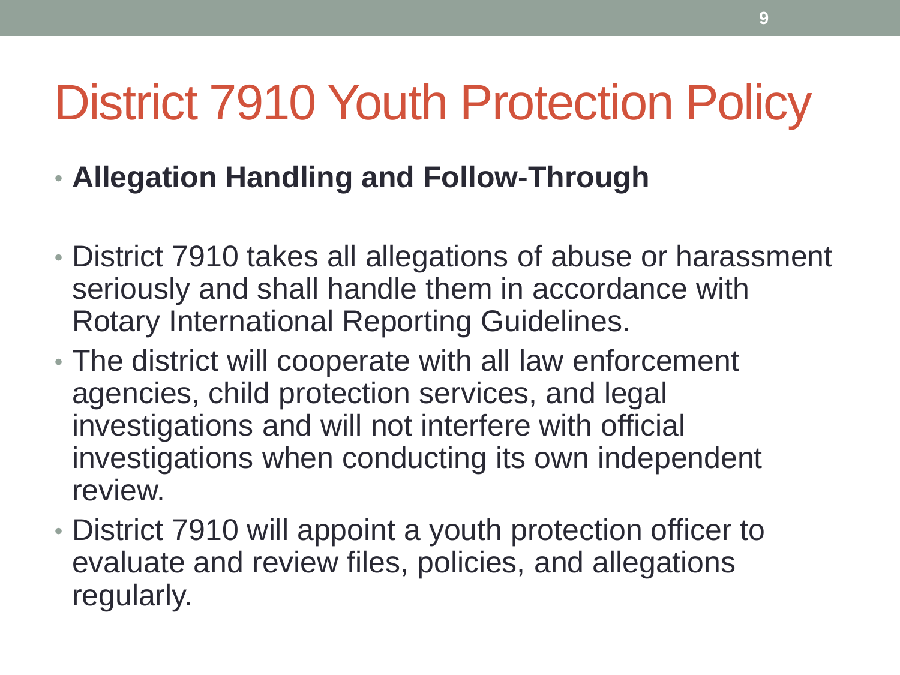# District 7910 Youth Protection Policy

- **Allegation Handling and Follow-Through**

- District 7910 takes all allegations of abuse or harassment seriously and shall handle them in accordance with Rotary International Reporting Guidelines.
- The district will cooperate with all law enforcement agencies, child protection services, and legal investigations and will not interfere with official investigations when conducting its own independent review.
- District 7910 will appoint a youth protection officer to evaluate and review files, policies, and allegations regularly.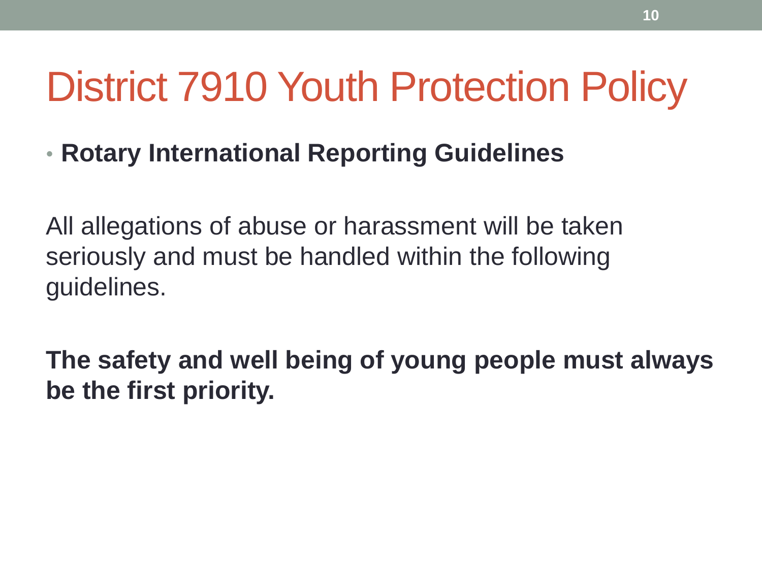# District 7910 Youth Protection Policy

- **Rotary International Reporting Guidelines**

All allegations of abuse or harassment will be taken seriously and must be handled within the following guidelines.

**The safety and well being of young people must always be the first priority.**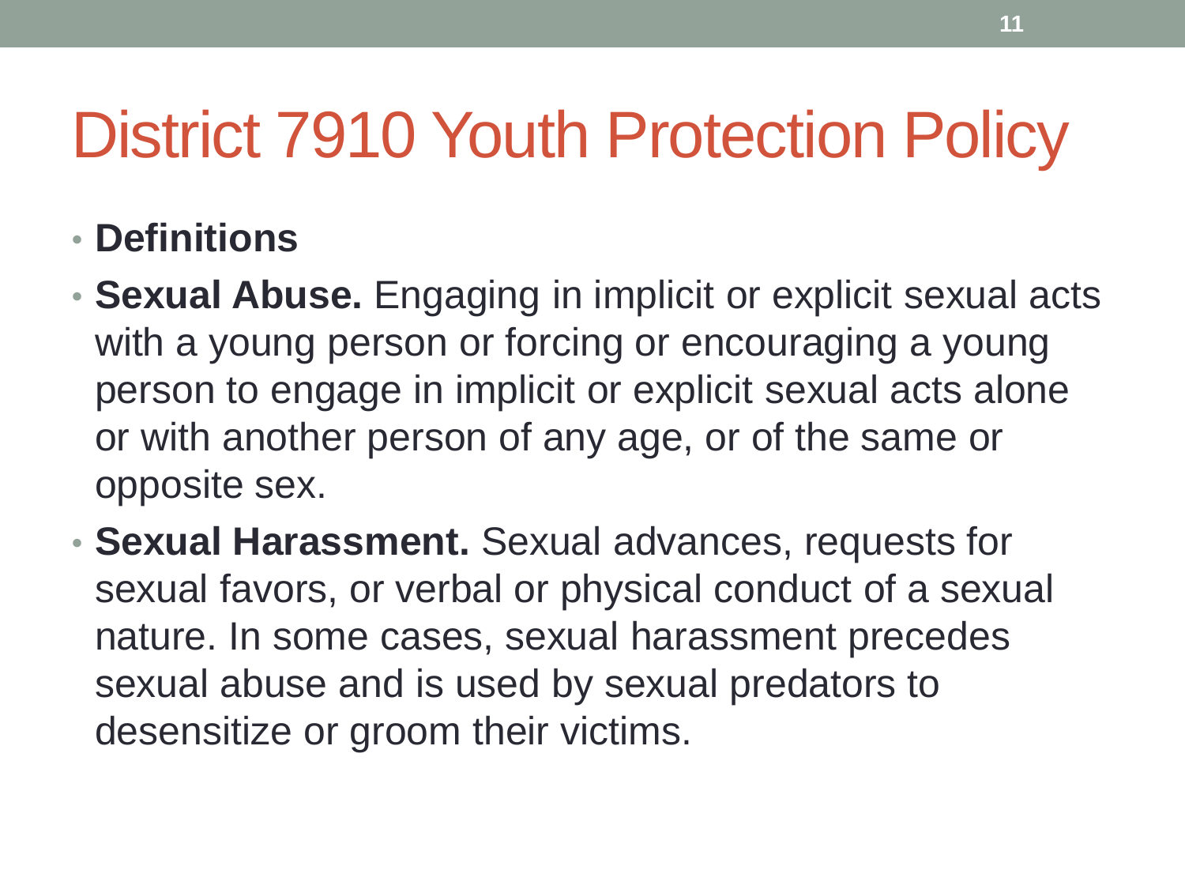# District 7910 Youth Protection Policy

- **Definitions**
- **Sexual Abuse.** Engaging in implicit or explicit sexual acts with a young person or forcing or encouraging a young person to engage in implicit or explicit sexual acts alone or with another person of any age, or of the same or opposite sex.
- **Sexual Harassment.** Sexual advances, requests for sexual favors, or verbal or physical conduct of a sexual nature. In some cases, sexual harassment precedes sexual abuse and is used by sexual predators to desensitize or groom their victims.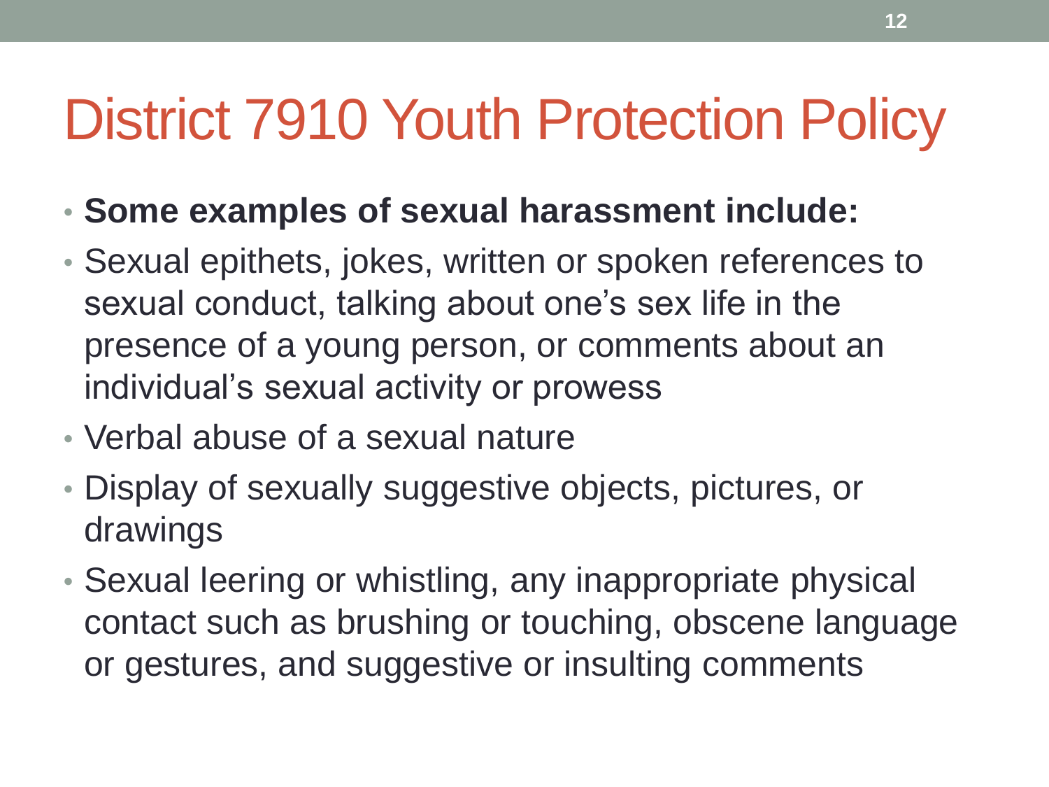# District 7910 Youth Protection Policy

- **Some examples of sexual harassment include:**
- Sexual epithets, jokes, written or spoken references to sexual conduct, talking about one's sex life in the presence of a young person, or comments about an individual's sexual activity or prowess
- Verbal abuse of a sexual nature
- Display of sexually suggestive objects, pictures, or drawings
- Sexual leering or whistling, any inappropriate physical contact such as brushing or touching, obscene language or gestures, and suggestive or insulting comments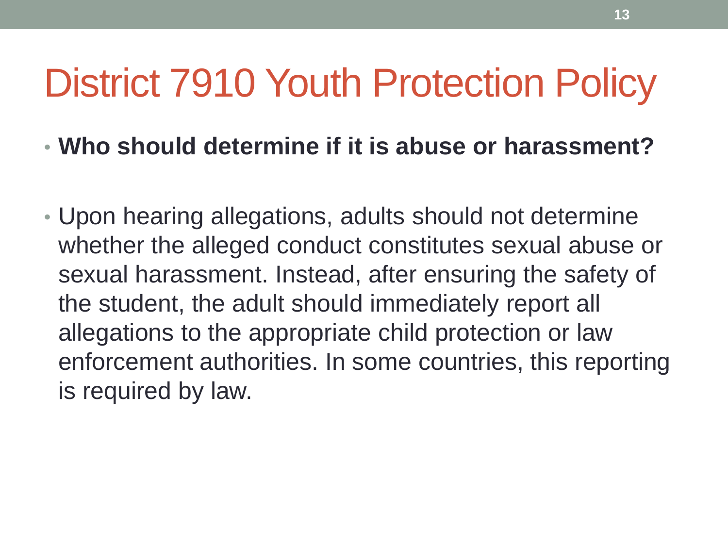# District 7910 Youth Protection Policy

- **Who should determine if it is abuse or harassment?**

- Upon hearing allegations, adults should not determine whether the alleged conduct constitutes sexual abuse or sexual harassment. Instead, after ensuring the safety of the student, the adult should immediately report all allegations to the appropriate child protection or law enforcement authorities. In some countries, this reporting is required by law.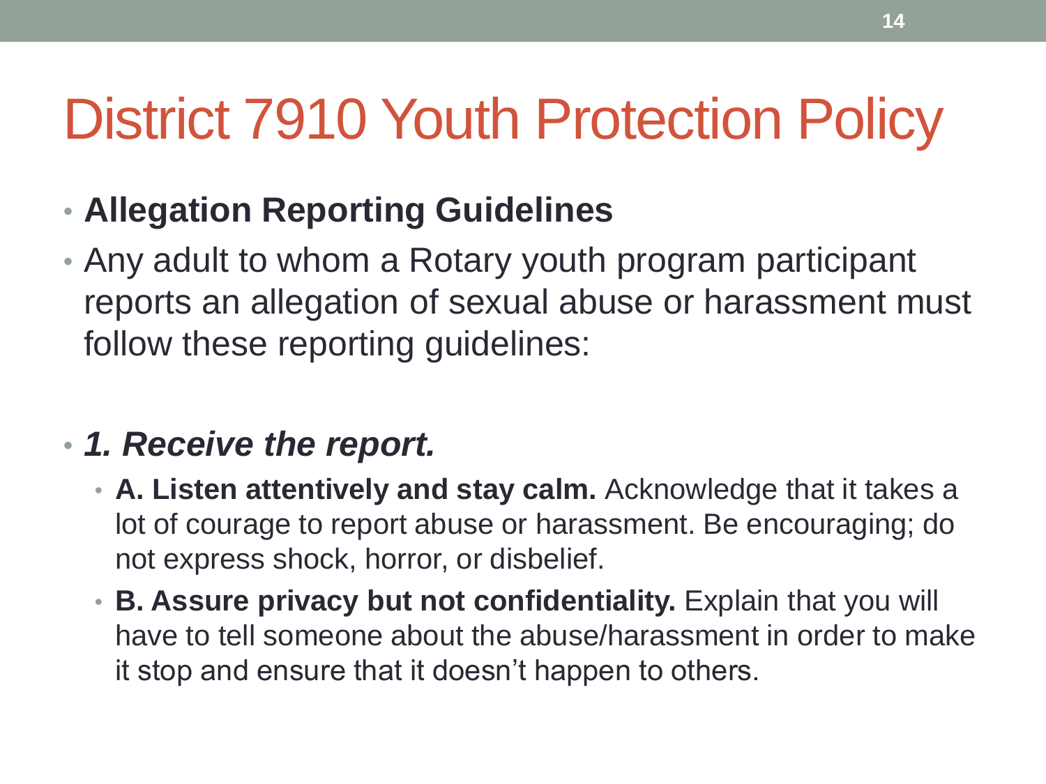# District 7910 Youth Protection Policy

- **Allegation Reporting Guidelines**
- Any adult to whom a Rotary youth program participant reports an allegation of sexual abuse or harassment must follow these reporting guidelines:

- ***1. Receive the report.***
  - **A. Listen attentively and stay calm.** Acknowledge that it takes a lot of courage to report abuse or harassment. Be encouraging; do not express shock, horror, or disbelief.
  - **B. Assure privacy but not confidentiality.** Explain that you will have to tell someone about the abuse/harassment in order to make it stop and ensure that it doesn't happen to others.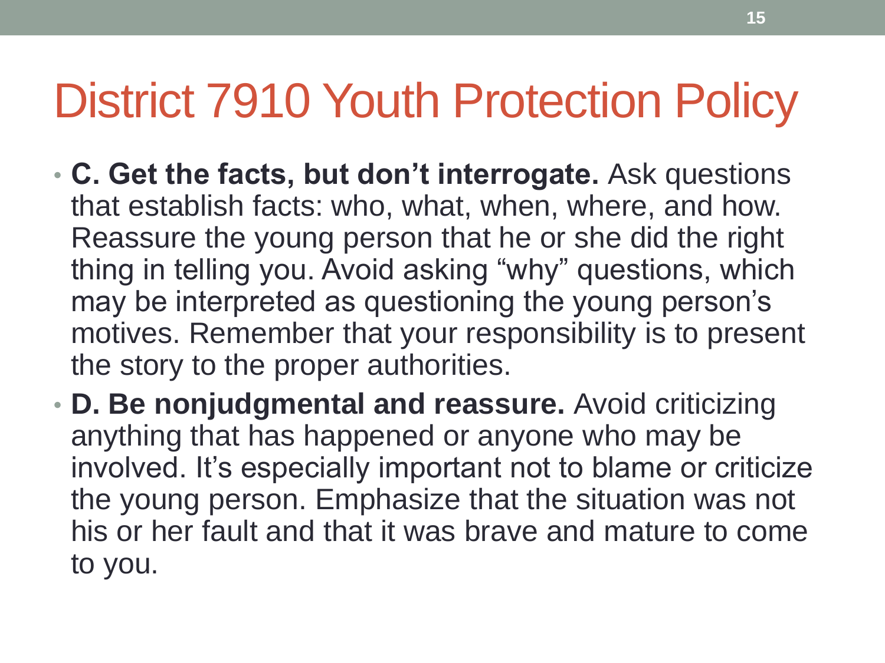# District 7910 Youth Protection Policy

- **C. Get the facts, but don't interrogate.** Ask questions that establish facts: who, what, when, where, and how. Reassure the young person that he or she did the right thing in telling you. Avoid asking "why" questions, which may be interpreted as questioning the young person's motives. Remember that your responsibility is to present the story to the proper authorities.
- **D. Be nonjudgmental and reassure.** Avoid criticizing anything that has happened or anyone who may be involved. It's especially important not to blame or criticize the young person. Emphasize that the situation was not his or her fault and that it was brave and mature to come to you.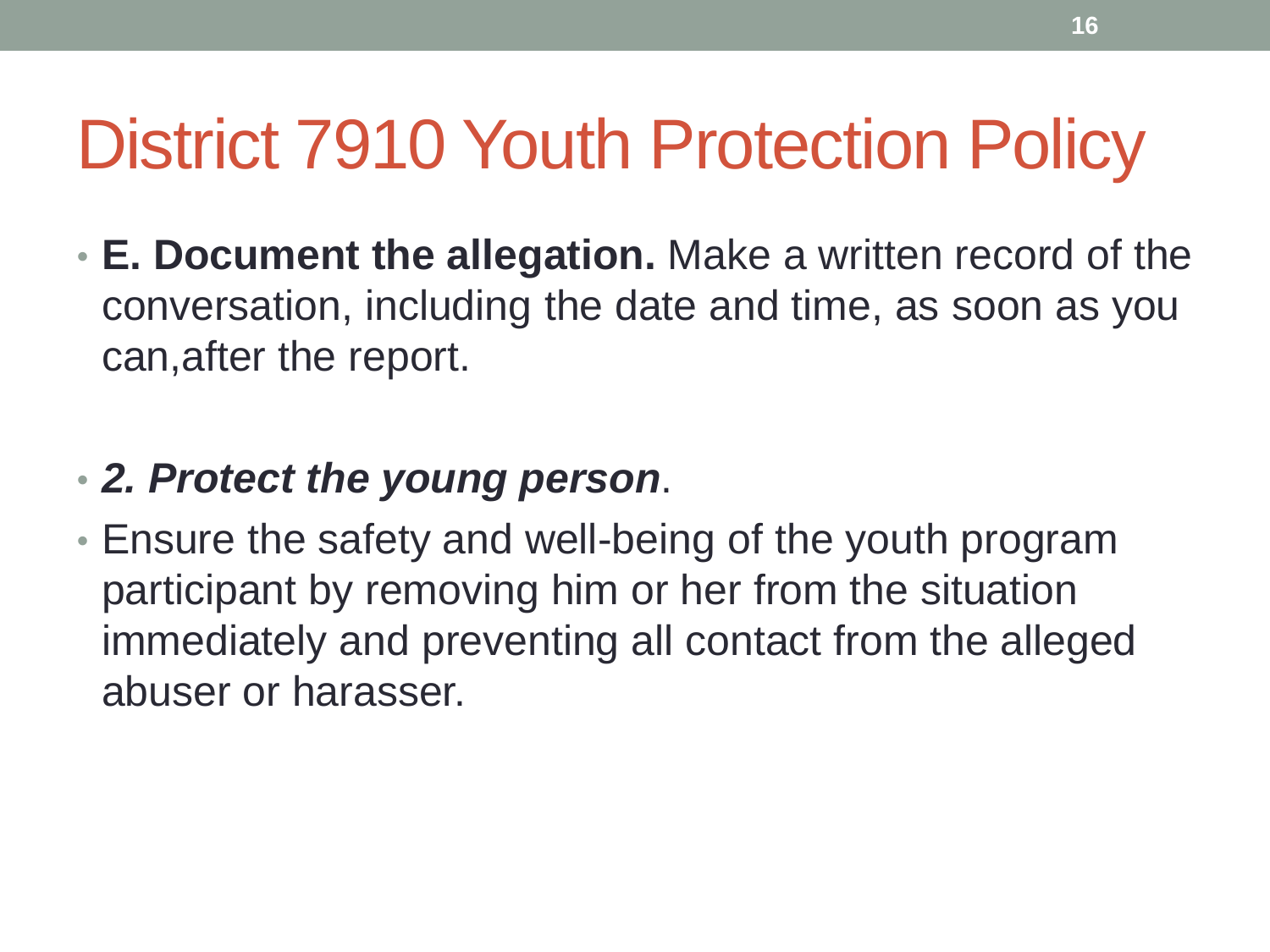# District 7910 Youth Protection Policy

- **E. Document the allegation.** Make a written record of the conversation, including the date and time, as soon as you can,after the report.

- ***2. Protect the young person***.
- Ensure the safety and well-being of the youth program participant by removing him or her from the situation immediately and preventing all contact from the alleged abuser or harasser.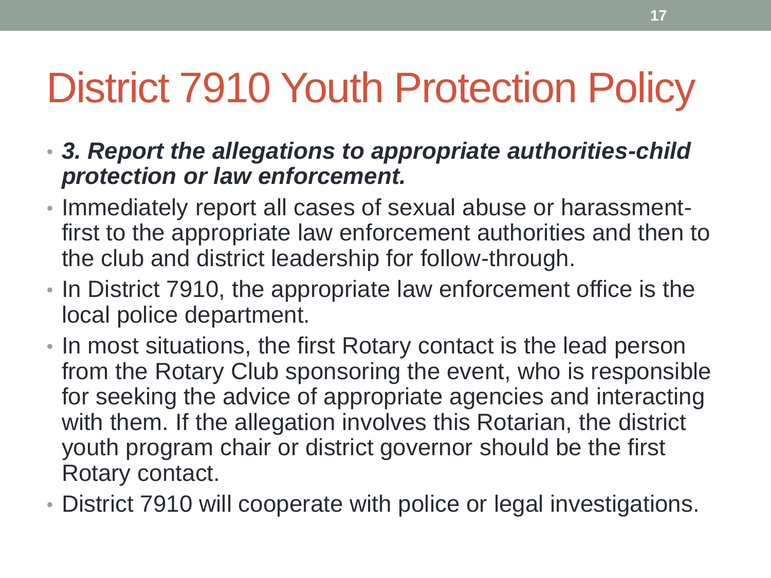# District 7910 Youth Protection Policy

- ***3. Report the allegations to appropriate authorities-child protection or law enforcement.***
- Immediately report all cases of sexual abuse or harassment-first to the appropriate law enforcement authorities and then to the club and district leadership for follow-through.
- In District 7910, the appropriate law enforcement office is the local police department.
- In most situations, the first Rotary contact is the lead person from the Rotary Club sponsoring the event, who is responsible for seeking the advice of appropriate agencies and interacting with them. If the allegation involves this Rotarian, the district youth program chair or district governor should be the first Rotary contact.
- District 7910 will cooperate with police or legal investigations.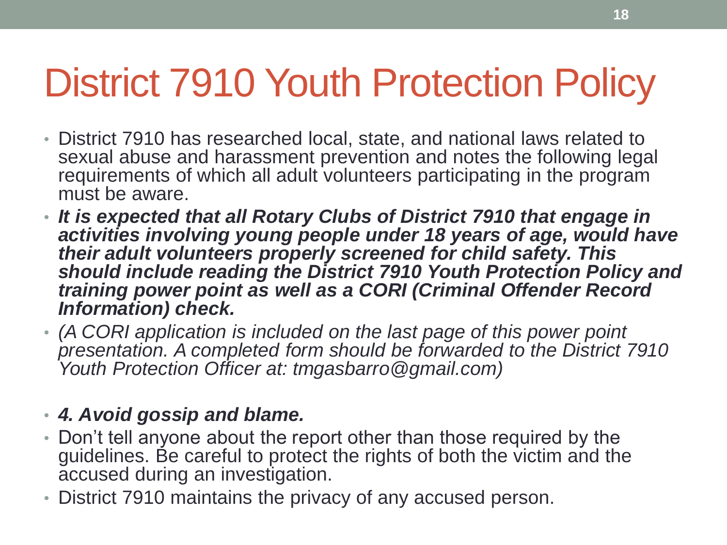# District 7910 Youth Protection Policy

- District 7910 has researched local, state, and national laws related to sexual abuse and harassment prevention and notes the following legal requirements of which all adult volunteers participating in the program must be aware.
- ***It is expected that all Rotary Clubs of District 7910 that engage in activities involving young people under 18 years of age, would have their adult volunteers properly screened for child safety. This should include reading the District 7910 Youth Protection Policy and training power point as well as a CORI (Criminal Offender Record Information) check.***
- *(A CORI application is included on the last page of this power point presentation. A completed form should be forwarded to the District 7910 Youth Protection Officer at: tmgasbarro@gmail.com)*

- ***4. Avoid gossip and blame.***
- Don't tell anyone about the report other than those required by the guidelines. Be careful to protect the rights of both the victim and the accused during an investigation.
- District 7910 maintains the privacy of any accused person.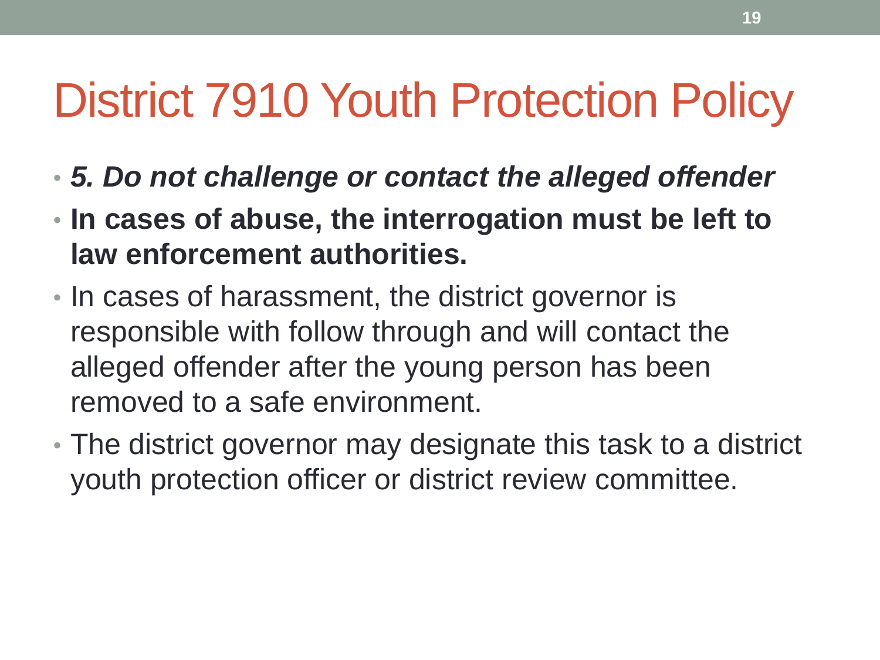# District 7910 Youth Protection Policy

- ***5. Do not challenge or contact the alleged offender***
- **In cases of abuse, the interrogation must be left to law enforcement authorities.**
- In cases of harassment, the district governor is responsible with follow through and will contact the alleged offender after the young person has been removed to a safe environment.
- The district governor may designate this task to a district youth protection officer or district review committee.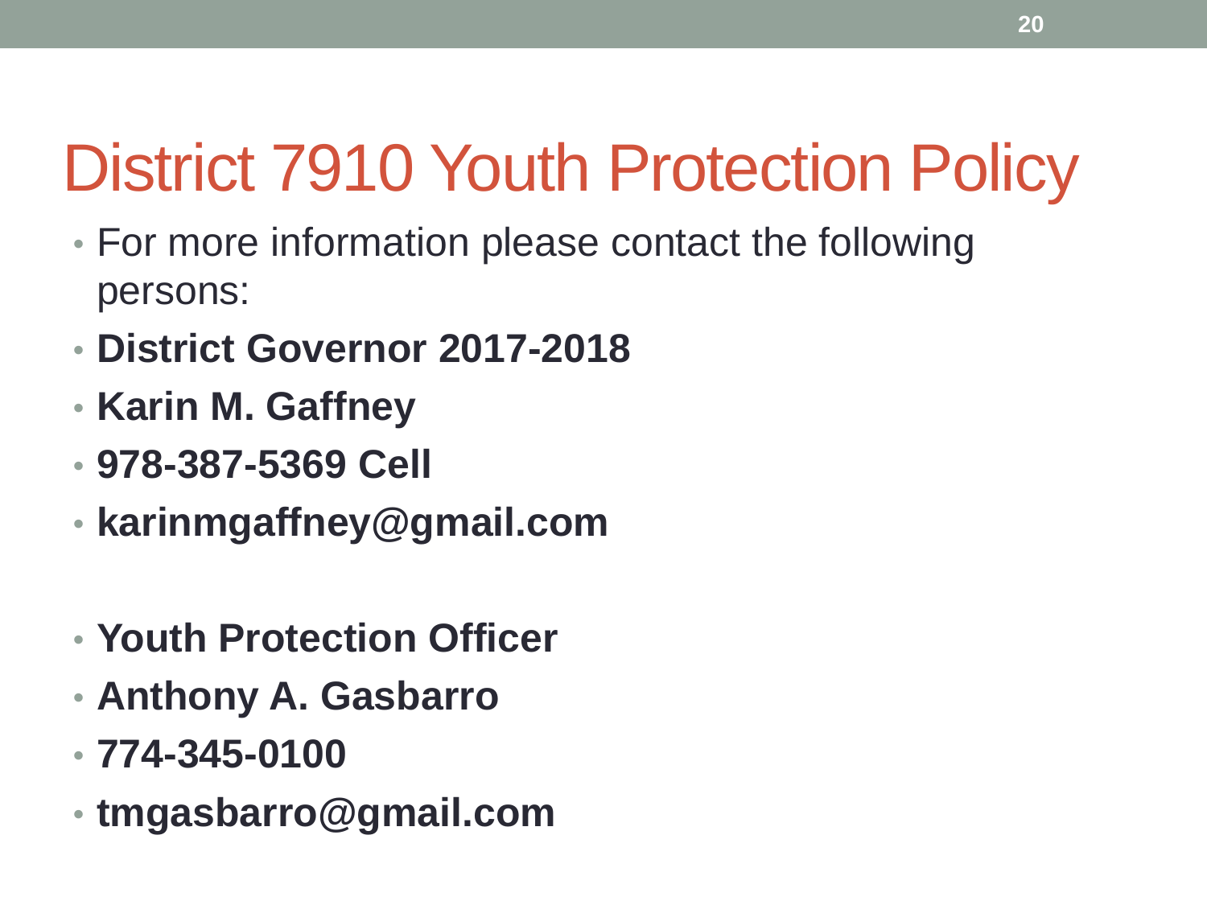# District 7910 Youth Protection Policy

- For more information please contact the following persons:
- **District Governor 2017-2018**
- **Karin M. Gaffney**
- **978-387-5369 Cell**
- **karinmgaffney@gmail.com**

- **Youth Protection Officer**
- **Anthony A. Gasbarro**
- **774-345-0100**
- **tmgasbarro@gmail.com**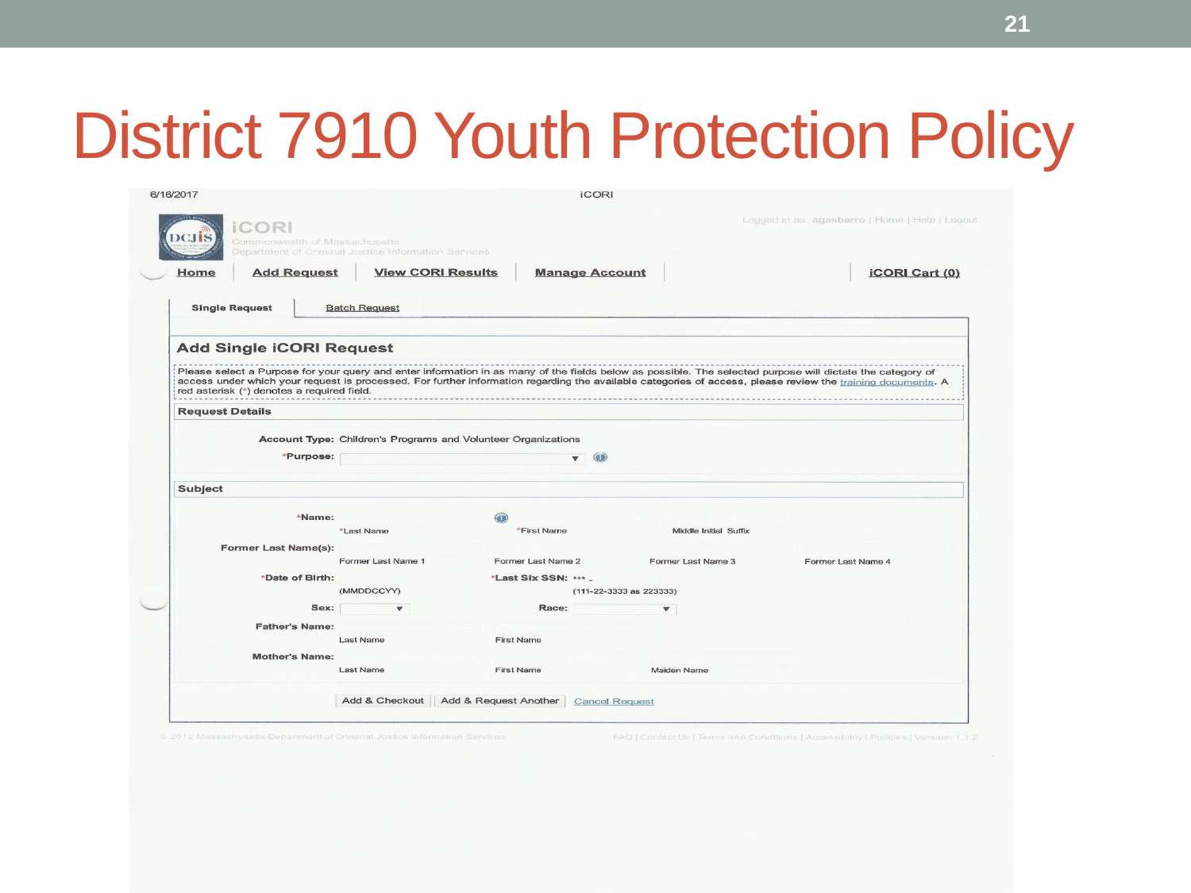# District 7910 Youth Protection Policy

6/16/2017 iCORI

DCJIS

iCORI
Commonwealth of Massachusetts
Department of Criminal Justice Information Services

Logged in as: agasbarro | Home | Help | Logout

Home | Add Request | View CORI Results | Manage Account | iCORI Cart (0)

Single Request | Batch Request

## Add Single iCORI Request

Please select a Purpose for your query and enter information in as many of the fields below as possible. The selected purpose will dictate the category of access under which your request is processed. For further information regarding the available categories of access, please review the training documents. A red asterisk (*) denotes a required field.

**Request Details**

Account Type: Children's Programs and Volunteer Organizations

*Purpose:

**Subject**

*Name: *Last Name *First Name Middle Initial Suffix

Former Last Name(s): Former Last Name 1 Former Last Name 2 Former Last Name 3 Former Last Name 4

*Date of Birth: (MMDDCCYY)

*Last Six SSN: *** (111-22-3333 as 223333)

Sex:

Race:

Father's Name: Last Name First Name

Mother's Name: Last Name First Name Maiden Name

Add & Checkout | Add & Request Another | Cancel Request

© 2012 Massachusetts Department of Criminal Justice Information Services

FAQ | Contact Us | Terms and Conditions | Accessibility | Policies | Version: 1.1.2